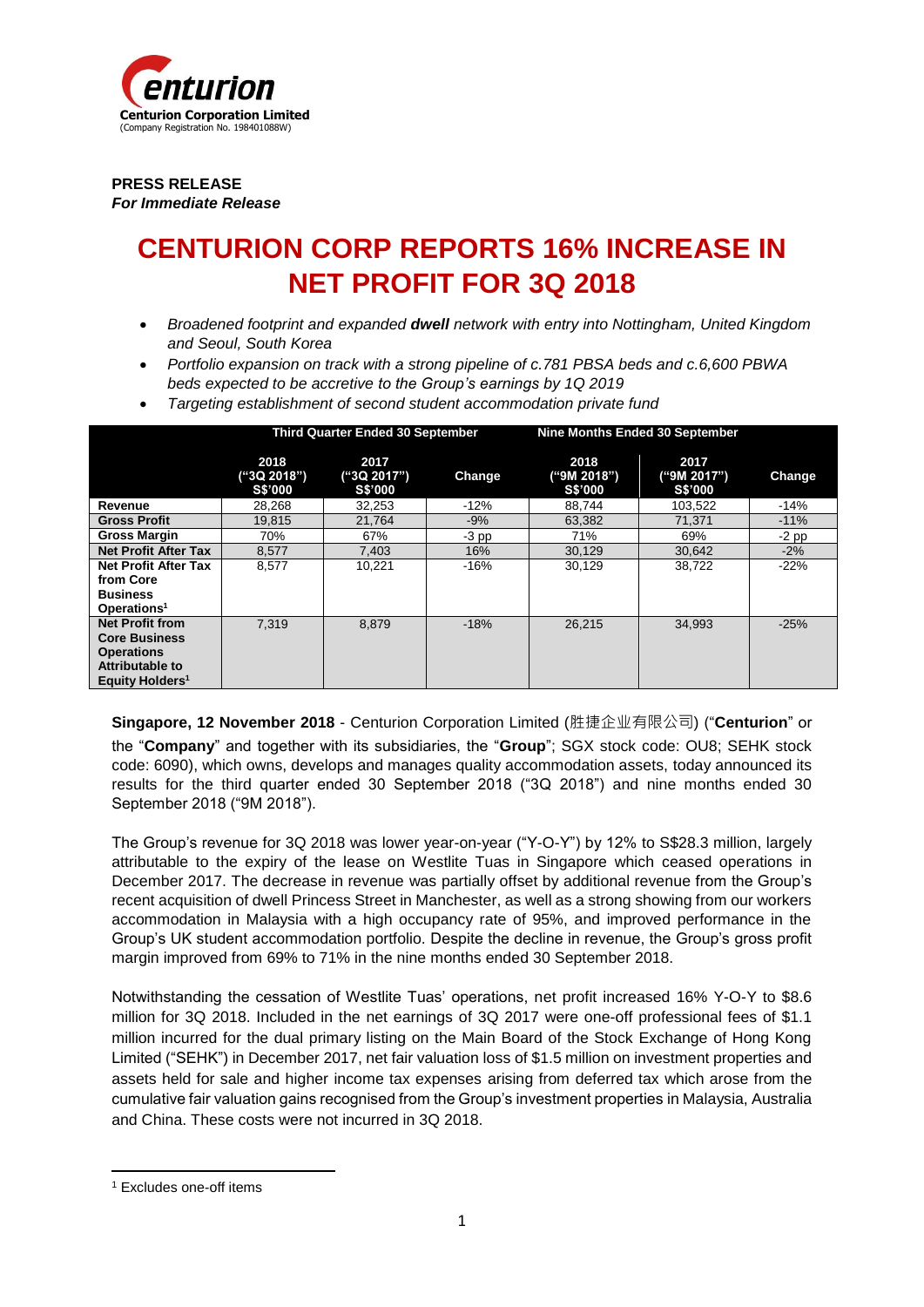**Centurion Corporation Limited**
(Company Registration No. 198401088W)

**PRESS RELEASE**
***For Immediate Release***

# CENTURION CORP REPORTS 16% INCREASE IN NET PROFIT FOR 3Q 2018

- *Broadened footprint and expanded **dwell** network with entry into Nottingham, United Kingdom and Seoul, South Korea*
- *Portfolio expansion on track with a strong pipeline of c.781 PBSA beds and c.6,600 PBWA beds expected to be accretive to the Group's earnings by 1Q 2019*
- *Targeting establishment of second student accommodation private fund*

| | Third Quarter Ended 30 September | | | Nine Months Ended 30 September | | |
|---|---|---|---|---|---|---|
| | 2018 ("3Q 2018") S$'000 | 2017 ("3Q 2017") S$'000 | Change | 2018 ("9M 2018") S$'000 | 2017 ("9M 2017") S$'000 | Change |
| **Revenue** | 28,268 | 32,253 | -12% | 88,744 | 103,522 | -14% |
| **Gross Profit** | 19,815 | 21,764 | -9% | 63,382 | 71,371 | -11% |
| **Gross Margin** | 70% | 67% | -3 pp | 71% | 69% | -2 pp |
| **Net Profit After Tax** | 8,577 | 7,403 | 16% | 30,129 | 30,642 | -2% |
| **Net Profit After Tax from Core Business Operations**[1] | 8,577 | 10,221 | -16% | 30,129 | 38,722 | -22% |
| **Net Profit from Core Business Operations Attributable to Equity Holders**[1] | 7,319 | 8,879 | -18% | 26,215 | 34,993 | -25% |

**Singapore, 12 November 2018** - Centurion Corporation Limited (胜捷企业有限公司) ("**Centurion**" or the "**Company**" and together with its subsidiaries, the "**Group**"; SGX stock code: OU8; SEHK stock code: 6090), which owns, develops and manages quality accommodation assets, today announced its results for the third quarter ended 30 September 2018 ("3Q 2018") and nine months ended 30 September 2018 ("9M 2018").

The Group's revenue for 3Q 2018 was lower year-on-year ("Y-O-Y") by 12% to S$28.3 million, largely attributable to the expiry of the lease on Westlite Tuas in Singapore which ceased operations in December 2017. The decrease in revenue was partially offset by additional revenue from the Group's recent acquisition of dwell Princess Street in Manchester, as well as a strong showing from our workers accommodation in Malaysia with a high occupancy rate of 95%, and improved performance in the Group's UK student accommodation portfolio. Despite the decline in revenue, the Group's gross profit margin improved from 69% to 71% in the nine months ended 30 September 2018.

Notwithstanding the cessation of Westlite Tuas' operations, net profit increased 16% Y-O-Y to $8.6 million for 3Q 2018. Included in the net earnings of 3Q 2017 were one-off professional fees of $1.1 million incurred for the dual primary listing on the Main Board of the Stock Exchange of Hong Kong Limited ("SEHK") in December 2017, net fair valuation loss of $1.5 million on investment properties and assets held for sale and higher income tax expenses arising from deferred tax which arose from the cumulative fair valuation gains recognised from the Group's investment properties in Malaysia, Australia and China. These costs were not incurred in 3Q 2018.

[1] Excludes one-off items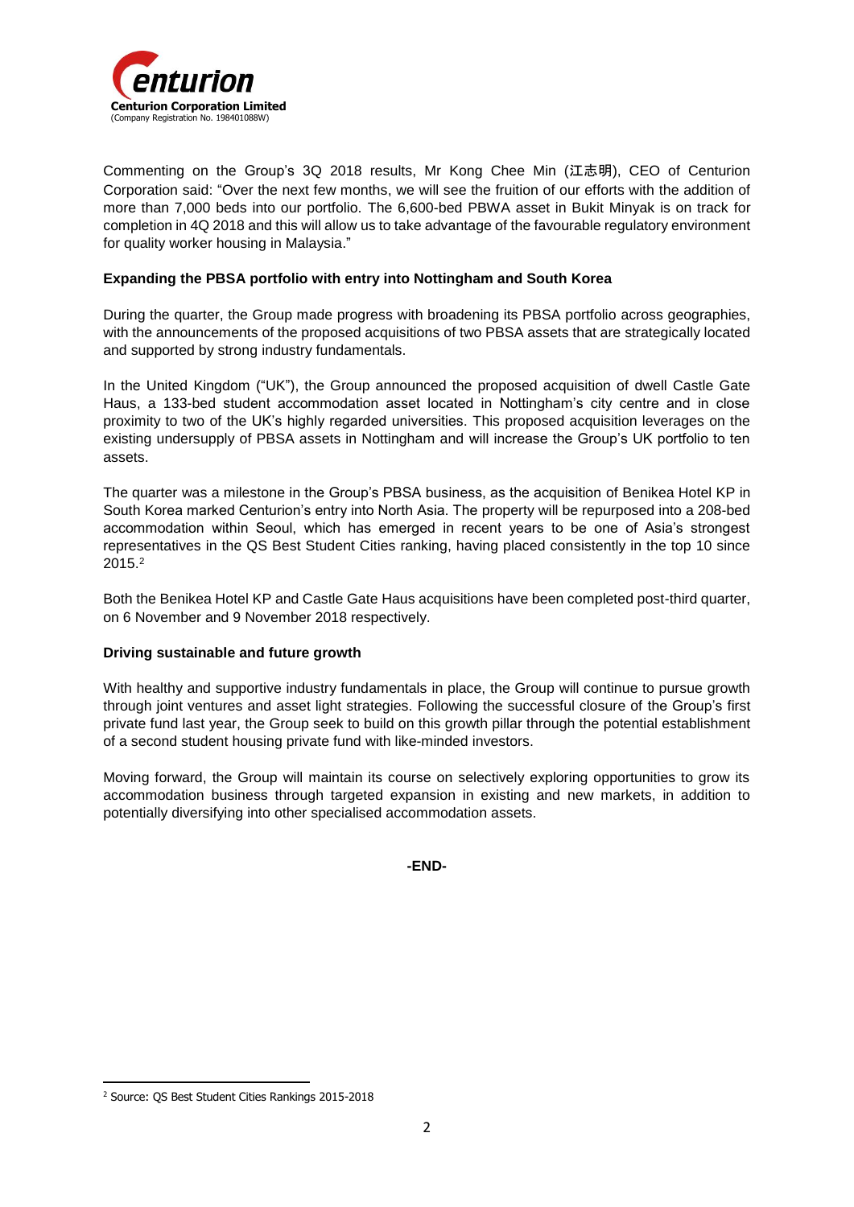Commenting on the Group's 3Q 2018 results, Mr Kong Chee Min (江志明), CEO of Centurion Corporation said: "Over the next few months, we will see the fruition of our efforts with the addition of more than 7,000 beds into our portfolio. The 6,600-bed PBWA asset in Bukit Minyak is on track for completion in 4Q 2018 and this will allow us to take advantage of the favourable regulatory environment for quality worker housing in Malaysia."

**Expanding the PBSA portfolio with entry into Nottingham and South Korea**

During the quarter, the Group made progress with broadening its PBSA portfolio across geographies, with the announcements of the proposed acquisitions of two PBSA assets that are strategically located and supported by strong industry fundamentals.

In the United Kingdom ("UK"), the Group announced the proposed acquisition of dwell Castle Gate Haus, a 133-bed student accommodation asset located in Nottingham's city centre and in close proximity to two of the UK's highly regarded universities. This proposed acquisition leverages on the existing undersupply of PBSA assets in Nottingham and will increase the Group's UK portfolio to ten assets.

The quarter was a milestone in the Group's PBSA business, as the acquisition of Benikea Hotel KP in South Korea marked Centurion's entry into North Asia. The property will be repurposed into a 208-bed accommodation within Seoul, which has emerged in recent years to be one of Asia's strongest representatives in the QS Best Student Cities ranking, having placed consistently in the top 10 since 2015.[2]

Both the Benikea Hotel KP and Castle Gate Haus acquisitions have been completed post-third quarter, on 6 November and 9 November 2018 respectively.

**Driving sustainable and future growth**

With healthy and supportive industry fundamentals in place, the Group will continue to pursue growth through joint ventures and asset light strategies. Following the successful closure of the Group's first private fund last year, the Group seek to build on this growth pillar through the potential establishment of a second student housing private fund with like-minded investors.

Moving forward, the Group will maintain its course on selectively exploring opportunities to grow its accommodation business through targeted expansion in existing and new markets, in addition to potentially diversifying into other specialised accommodation assets.

**-END-**

[2] Source: QS Best Student Cities Rankings 2015-2018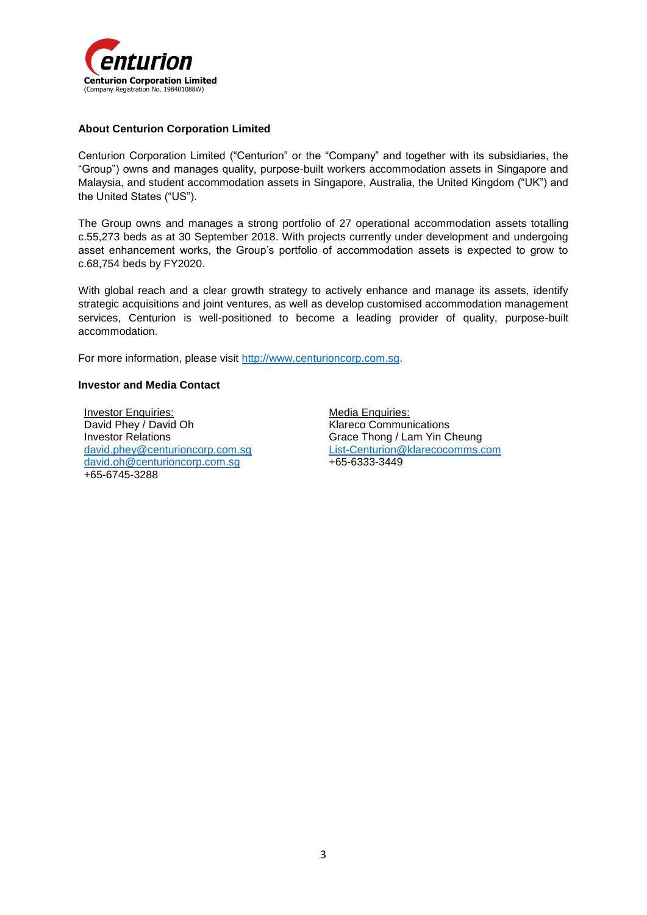**Centurion Corporation Limited**
(Company Registration No. 198401088W)

## About Centurion Corporation Limited

Centurion Corporation Limited ("Centurion" or the "Company" and together with its subsidiaries, the "Group") owns and manages quality, purpose-built workers accommodation assets in Singapore and Malaysia, and student accommodation assets in Singapore, Australia, the United Kingdom ("UK") and the United States ("US").

The Group owns and manages a strong portfolio of 27 operational accommodation assets totalling c.55,273 beds as at 30 September 2018. With projects currently under development and undergoing asset enhancement works, the Group's portfolio of accommodation assets is expected to grow to c.68,754 beds by FY2020.

With global reach and a clear growth strategy to actively enhance and manage its assets, identify strategic acquisitions and joint ventures, as well as develop customised accommodation management services, Centurion is well-positioned to become a leading provider of quality, purpose-built accommodation.

For more information, please visit http://www.centurioncorp.com.sg.

## Investor and Media Contact

Investor Enquiries:
David Phey / David Oh
Investor Relations
david.phey@centurioncorp.com.sg
david.oh@centurioncorp.com.sg
+65-6745-3288

Media Enquiries:
Klareco Communications
Grace Thong / Lam Yin Cheung
List-Centurion@klarecocomms.com
+65-6333-3449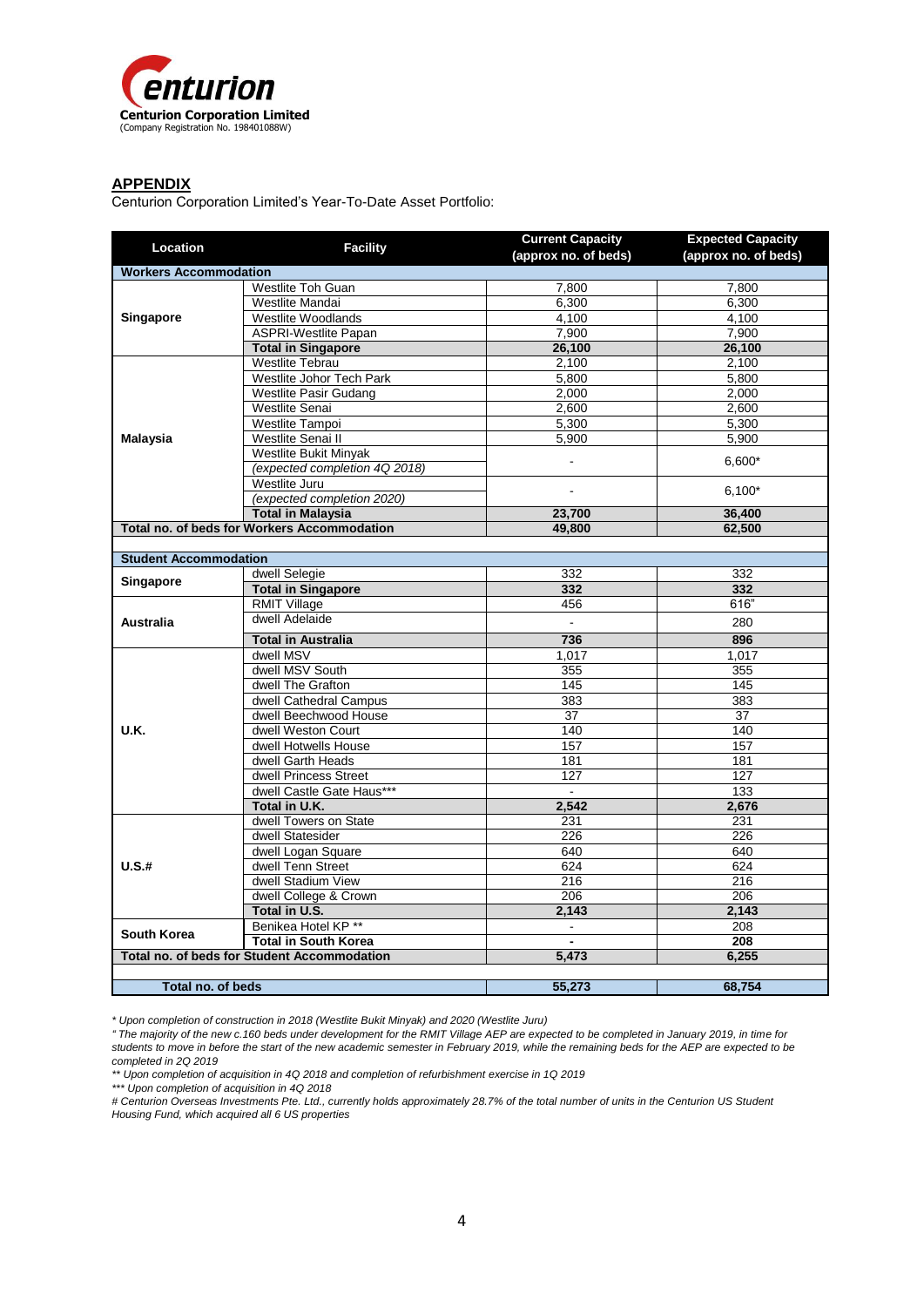Centurion Corporation Limited
(Company Registration No. 198401088W)

## APPENDIX

Centurion Corporation Limited's Year-To-Date Asset Portfolio:

| Location | Facility | Current Capacity (approx no. of beds) | Expected Capacity (approx no. of beds) |
|---|---|---|---|
| **Workers Accommodation** | | | |
| Singapore | Westlite Toh Guan | 7,800 | 7,800 |
| | Westlite Mandai | 6,300 | 6,300 |
| | Westlite Woodlands | 4,100 | 4,100 |
| | ASPRI-Westlite Papan | 7,900 | 7,900 |
| | **Total in Singapore** | **26,100** | **26,100** |
| Malaysia | Westlite Tebrau | 2,100 | 2,100 |
| | Westlite Johor Tech Park | 5,800 | 5,800 |
| | Westlite Pasir Gudang | 2,000 | 2,000 |
| | Westlite Senai | 2,600 | 2,600 |
| | Westlite Tampoi | 5,300 | 5,300 |
| | Westlite Senai II | 5,900 | 5,900 |
| | Westlite Bukit Minyak *(expected completion 4Q 2018)* | - | 6,600* |
| | Westlite Juru *(expected completion 2020)* | - | 6,100* |
| | **Total in Malaysia** | **23,700** | **36,400** |
| **Total no. of beds for Workers Accommodation** | | **49,800** | **62,500** |
| **Student Accommodation** | | | |
| Singapore | dwell Selegie | 332 | 332 |
| | **Total in Singapore** | **332** | **332** |
| Australia | RMIT Village | 456 | 616" |
| | dwell Adelaide | - | 280 |
| | **Total in Australia** | **736** | **896** |
| U.K. | dwell MSV | 1,017 | 1,017 |
| | dwell MSV South | 355 | 355 |
| | dwell The Grafton | 145 | 145 |
| | dwell Cathedral Campus | 383 | 383 |
| | dwell Beechwood House | 37 | 37 |
| | dwell Weston Court | 140 | 140 |
| | dwell Hotwells House | 157 | 157 |
| | dwell Garth Heads | 181 | 181 |
| | dwell Princess Street | 127 | 127 |
| | dwell Castle Gate Haus*** | - | 133 |
| | **Total in U.K.** | **2,542** | **2,676** |
| U.S.# | dwell Towers on State | 231 | 231 |
| | dwell Statesider | 226 | 226 |
| | dwell Logan Square | 640 | 640 |
| | dwell Tenn Street | 624 | 624 |
| | dwell Stadium View | 216 | 216 |
| | dwell College & Crown | 206 | 206 |
| | **Total in U.S.** | **2,143** | **2,143** |
| South Korea | Benikea Hotel KP ** | - | 208 |
| | **Total in South Korea** | **-** | **208** |
| **Total no. of beds for Student Accommodation** | | **5,473** | **6,255** |
| **Total no. of beds** | | **55,273** | **68,754** |

*\* Upon completion of construction in 2018 (Westlite Bukit Minyak) and 2020 (Westlite Juru)*

*" The majority of the new c.160 beds under development for the RMIT Village AEP are expected to be completed in January 2019, in time for students to move in before the start of the new academic semester in February 2019, while the remaining beds for the AEP are expected to be completed in 2Q 2019*

*\*\* Upon completion of acquisition in 4Q 2018 and completion of refurbishment exercise in 1Q 2019*

*\*\*\* Upon completion of acquisition in 4Q 2018*

*# Centurion Overseas Investments Pte. Ltd., currently holds approximately 28.7% of the total number of units in the Centurion US Student Housing Fund, which acquired all 6 US properties*